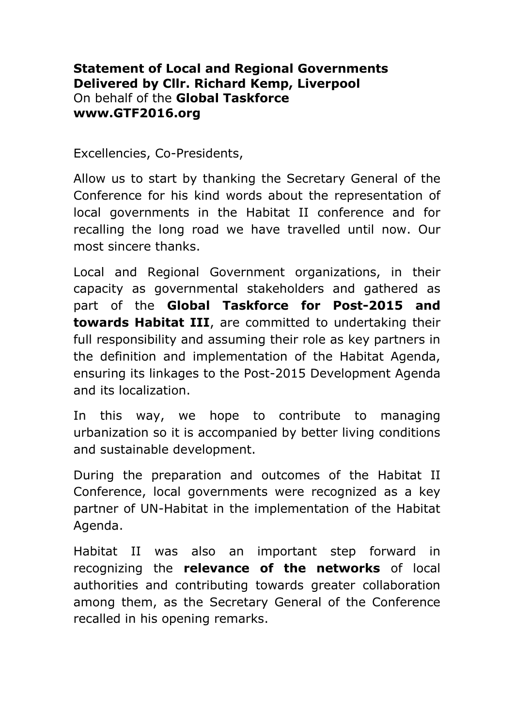**Statement of Local and Regional Governments**
**Delivered by Cllr. Richard Kemp, Liverpool**
On behalf of the **Global Taskforce**
**www.GTF2016.org**

Excellencies, Co-Presidents,

Allow us to start by thanking the Secretary General of the Conference for his kind words about the representation of local governments in the Habitat II conference and for recalling the long road we have travelled until now. Our most sincere thanks.

Local and Regional Government organizations, in their capacity as governmental stakeholders and gathered as part of the **Global Taskforce for Post-2015 and towards Habitat III**, are committed to undertaking their full responsibility and assuming their role as key partners in the definition and implementation of the Habitat Agenda, ensuring its linkages to the Post-2015 Development Agenda and its localization.

In this way, we hope to contribute to managing urbanization so it is accompanied by better living conditions and sustainable development.

During the preparation and outcomes of the Habitat II Conference, local governments were recognized as a key partner of UN-Habitat in the implementation of the Habitat Agenda.

Habitat II was also an important step forward in recognizing the **relevance of the networks** of local authorities and contributing towards greater collaboration among them, as the Secretary General of the Conference recalled in his opening remarks.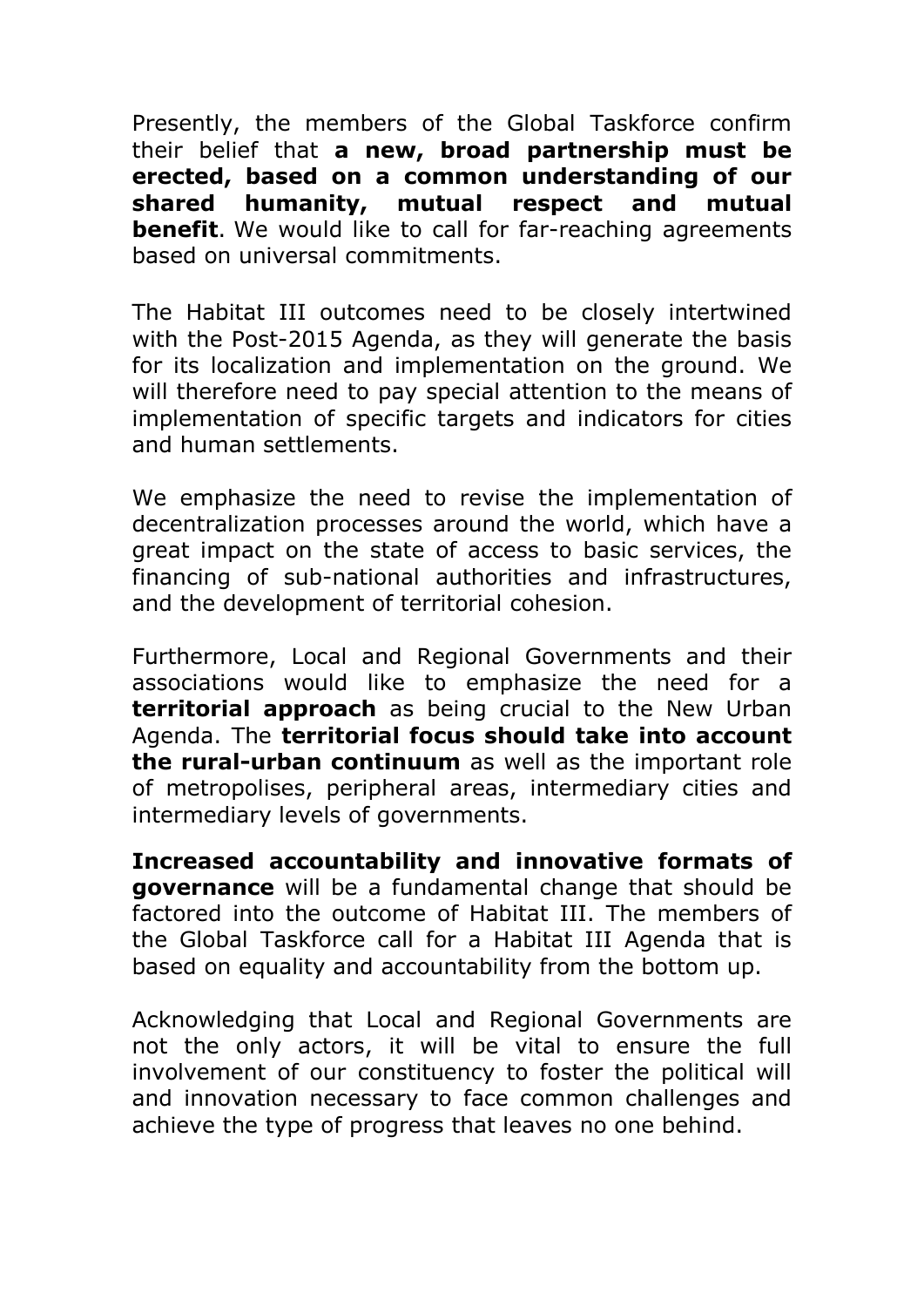Presently, the members of the Global Taskforce confirm their belief that **a new, broad partnership must be erected, based on a common understanding of our shared humanity, mutual respect and mutual benefit**. We would like to call for far-reaching agreements based on universal commitments.

The Habitat III outcomes need to be closely intertwined with the Post-2015 Agenda, as they will generate the basis for its localization and implementation on the ground. We will therefore need to pay special attention to the means of implementation of specific targets and indicators for cities and human settlements.

We emphasize the need to revise the implementation of decentralization processes around the world, which have a great impact on the state of access to basic services, the financing of sub-national authorities and infrastructures, and the development of territorial cohesion.

Furthermore, Local and Regional Governments and their associations would like to emphasize the need for a **territorial approach** as being crucial to the New Urban Agenda. The **territorial focus should take into account the rural-urban continuum** as well as the important role of metropolises, peripheral areas, intermediary cities and intermediary levels of governments.

**Increased accountability and innovative formats of governance** will be a fundamental change that should be factored into the outcome of Habitat III. The members of the Global Taskforce call for a Habitat III Agenda that is based on equality and accountability from the bottom up.

Acknowledging that Local and Regional Governments are not the only actors, it will be vital to ensure the full involvement of our constituency to foster the political will and innovation necessary to face common challenges and achieve the type of progress that leaves no one behind.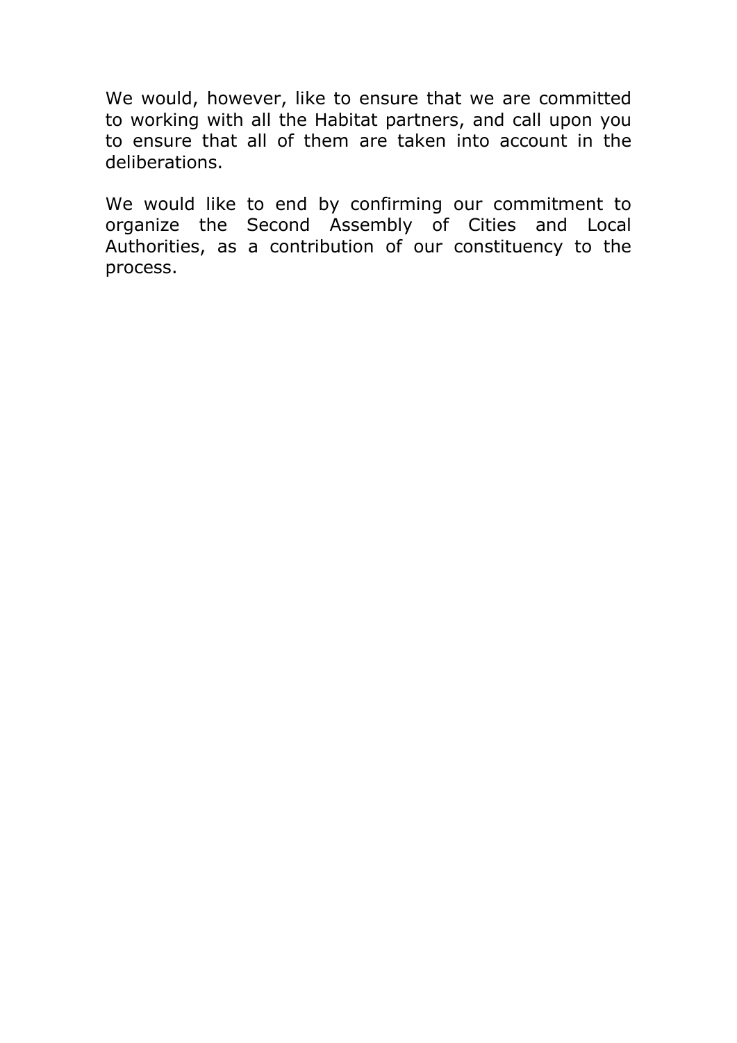We would, however, like to ensure that we are committed to working with all the Habitat partners, and call upon you to ensure that all of them are taken into account in the deliberations.

We would like to end by confirming our commitment to organize the Second Assembly of Cities and Local Authorities, as a contribution of our constituency to the process.